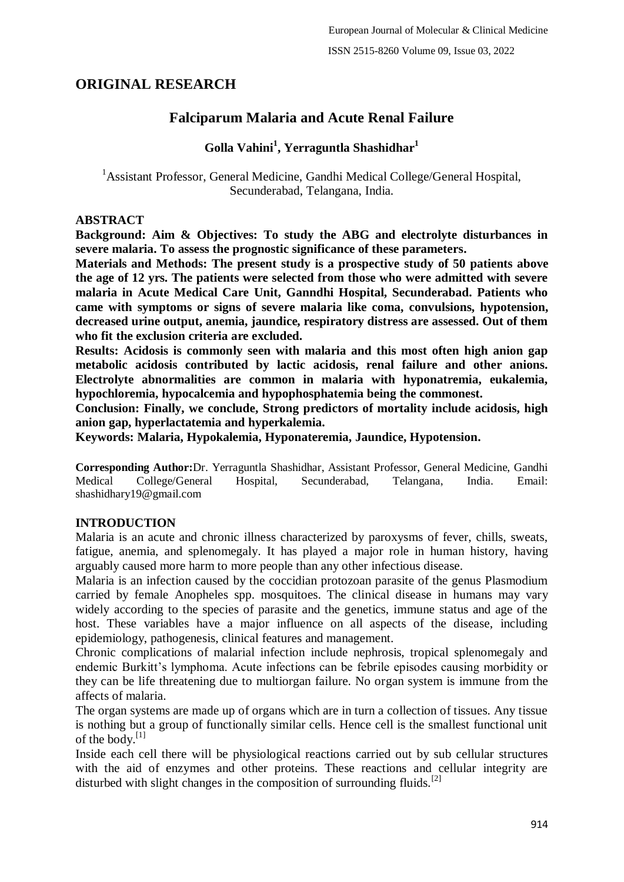## ORIGINAL RESEARCH

# Falciparum Malaria and Acute Renal Failure

**Golla Vahini[1], Yerraguntla Shashidhar[1]**

[1]Assistant Professor, General Medicine, Gandhi Medical College/General Hospital, Secunderabad, Telangana, India.

### ABSTRACT

**Background: Aim & Objectives: To study the ABG and electrolyte disturbances in severe malaria. To assess the prognostic significance of these parameters.**

**Materials and Methods: The present study is a prospective study of 50 patients above the age of 12 yrs. The patients were selected from those who were admitted with severe malaria in Acute Medical Care Unit, Ganndhi Hospital, Secunderabad. Patients who came with symptoms or signs of severe malaria like coma, convulsions, hypotension, decreased urine output, anemia, jaundice, respiratory distress are assessed. Out of them who fit the exclusion criteria are excluded.**

**Results: Acidosis is commonly seen with malaria and this most often high anion gap metabolic acidosis contributed by lactic acidosis, renal failure and other anions. Electrolyte abnormalities are common in malaria with hyponatremia, eukalemia, hypochloremia, hypocalcemia and hypophosphatemia being the commonest.**

**Conclusion: Finally, we conclude, Strong predictors of mortality include acidosis, high anion gap, hyperlactatemia and hyperkalemia.**

**Keywords: Malaria, Hypokalemia, Hyponateremia, Jaundice, Hypotension.**

**Corresponding Author:** Dr. Yerraguntla Shashidhar, Assistant Professor, General Medicine, Gandhi Medical College/General Hospital, Secunderabad, Telangana, India. Email: shashidhary19@gmail.com

### INTRODUCTION

Malaria is an acute and chronic illness characterized by paroxysms of fever, chills, sweats, fatigue, anemia, and splenomegaly. It has played a major role in human history, having arguably caused more harm to more people than any other infectious disease.

Malaria is an infection caused by the coccidian protozoan parasite of the genus Plasmodium carried by female Anopheles spp. mosquitoes. The clinical disease in humans may vary widely according to the species of parasite and the genetics, immune status and age of the host. These variables have a major influence on all aspects of the disease, including epidemiology, pathogenesis, clinical features and management.

Chronic complications of malarial infection include nephrosis, tropical splenomegaly and endemic Burkitt's lymphoma. Acute infections can be febrile episodes causing morbidity or they can be life threatening due to multiorgan failure. No organ system is immune from the affects of malaria.

The organ systems are made up of organs which are in turn a collection of tissues. Any tissue is nothing but a group of functionally similar cells. Hence cell is the smallest functional unit of the body.[1]

Inside each cell there will be physiological reactions carried out by sub cellular structures with the aid of enzymes and other proteins. These reactions and cellular integrity are disturbed with slight changes in the composition of surrounding fluids.[2]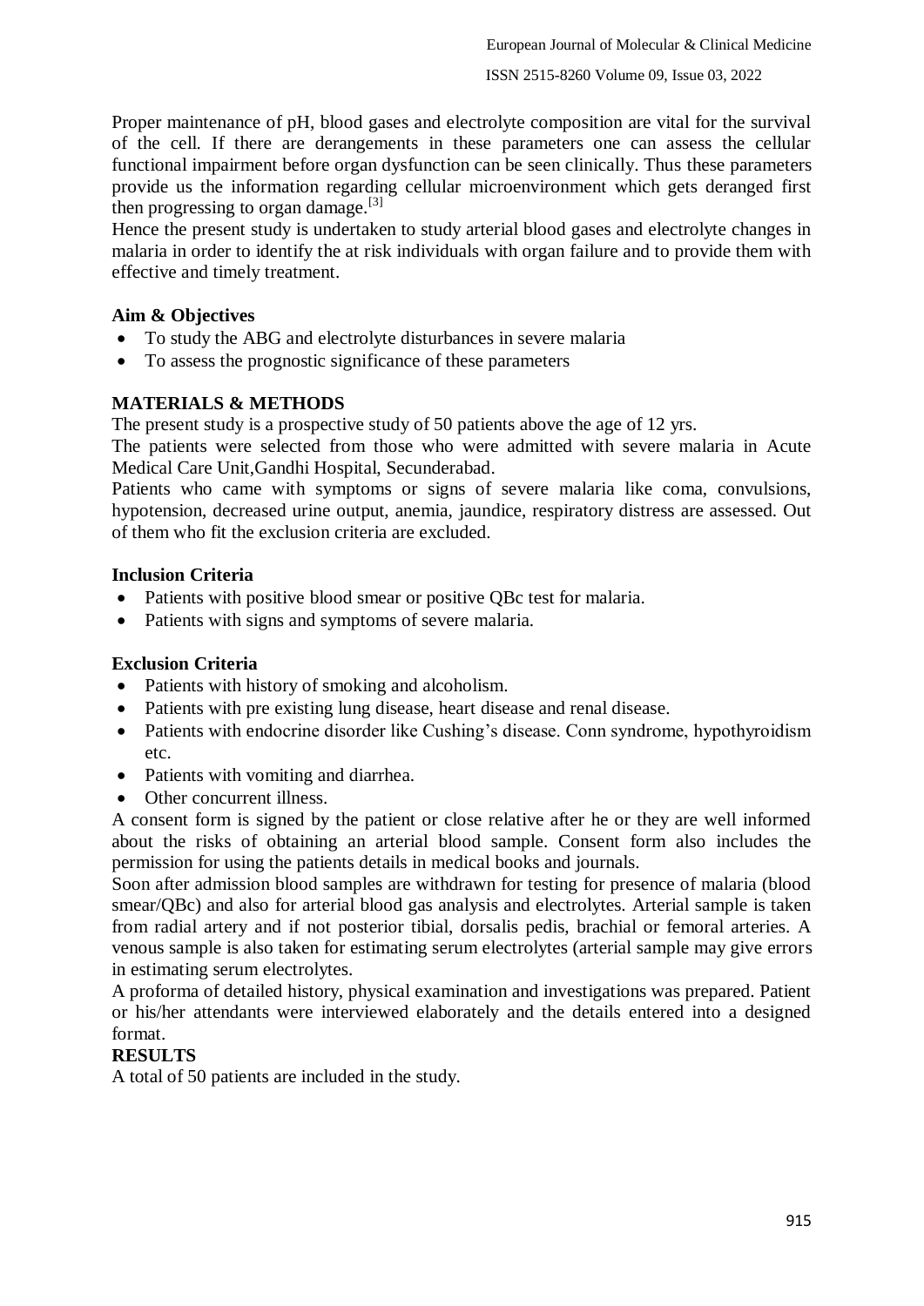Proper maintenance of pH, blood gases and electrolyte composition are vital for the survival of the cell. If there are derangements in these parameters one can assess the cellular functional impairment before organ dysfunction can be seen clinically. Thus these parameters provide us the information regarding cellular microenvironment which gets deranged first then progressing to organ damage.[3]

Hence the present study is undertaken to study arterial blood gases and electrolyte changes in malaria in order to identify the at risk individuals with organ failure and to provide them with effective and timely treatment.

**Aim & Objectives**

- To study the ABG and electrolyte disturbances in severe malaria
- To assess the prognostic significance of these parameters

**MATERIALS & METHODS**

The present study is a prospective study of 50 patients above the age of 12 yrs.

The patients were selected from those who were admitted with severe malaria in Acute Medical Care Unit,Gandhi Hospital, Secunderabad.

Patients who came with symptoms or signs of severe malaria like coma, convulsions, hypotension, decreased urine output, anemia, jaundice, respiratory distress are assessed. Out of them who fit the exclusion criteria are excluded.

**Inclusion Criteria**

- Patients with positive blood smear or positive QBc test for malaria.
- Patients with signs and symptoms of severe malaria.

**Exclusion Criteria**

- Patients with history of smoking and alcoholism.
- Patients with pre existing lung disease, heart disease and renal disease.
- Patients with endocrine disorder like Cushing's disease. Conn syndrome, hypothyroidism etc.
- Patients with vomiting and diarrhea.
- Other concurrent illness.

A consent form is signed by the patient or close relative after he or they are well informed about the risks of obtaining an arterial blood sample. Consent form also includes the permission for using the patients details in medical books and journals.

Soon after admission blood samples are withdrawn for testing for presence of malaria (blood smear/QBc) and also for arterial blood gas analysis and electrolytes. Arterial sample is taken from radial artery and if not posterior tibial, dorsalis pedis, brachial or femoral arteries. A venous sample is also taken for estimating serum electrolytes (arterial sample may give errors in estimating serum electrolytes.

A proforma of detailed history, physical examination and investigations was prepared. Patient or his/her attendants were interviewed elaborately and the details entered into a designed format.

**RESULTS**

A total of 50 patients are included in the study.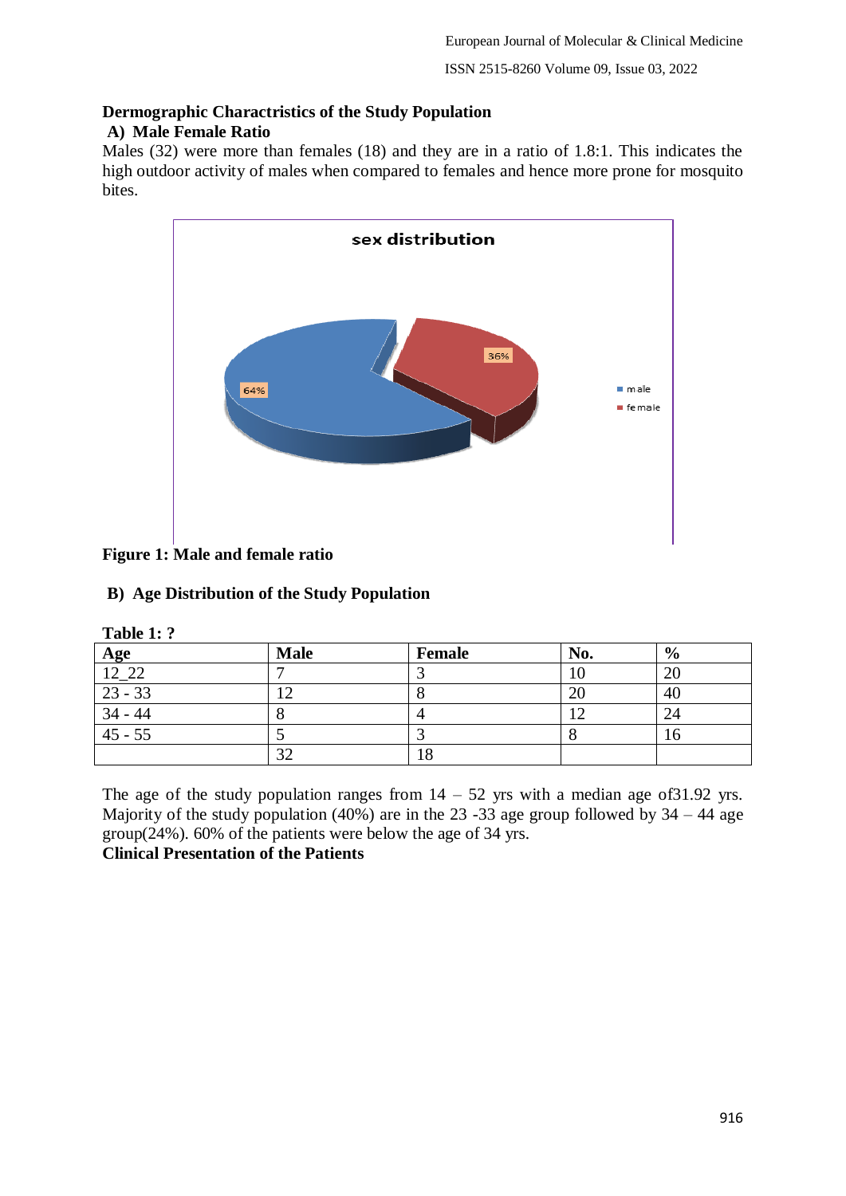**Dermographic Charactristics of the Study Population**

**A) Male Female Ratio**

Males (32) were more than females (18) and they are in a ratio of 1.8:1. This indicates the high outdoor activity of males when compared to females and hence more prone for mosquito bites.

**Figure 1: Male and female ratio**

**B) Age Distribution of the Study Population**

**Table 1: ?**

| Age | Male | Female | No. | % |
|---|---|---|---|---|
| 12_22 | 7 | 3 | 10 | 20 |
| 23 - 33 | 12 | 8 | 20 | 40 |
| 34 - 44 | 8 | 4 | 12 | 24 |
| 45 - 55 | 5 | 3 | 8 | 16 |
| | 32 | 18 | | |

The age of the study population ranges from 14 – 52 yrs with a median age of31.92 yrs. Majority of the study population (40%) are in the 23 -33 age group followed by 34 – 44 age group(24%). 60% of the patients were below the age of 34 yrs.

**Clinical Presentation of the Patients**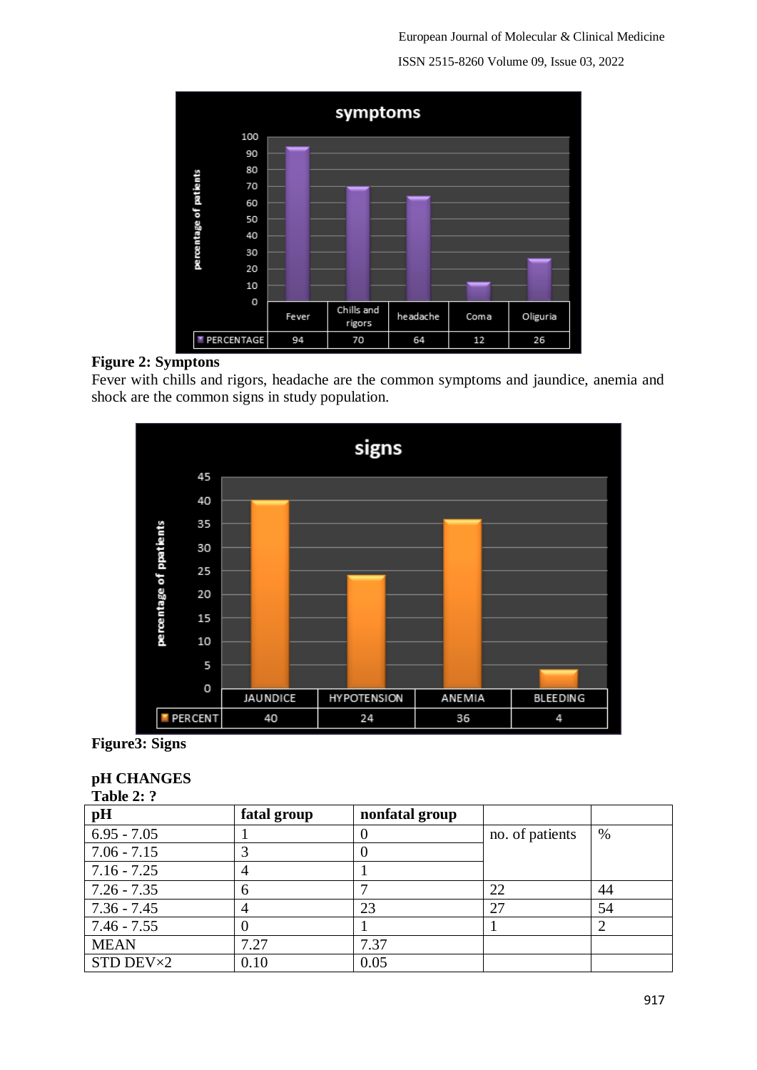| | Fever | Chills and rigors | headache | Coma | Oliguria |
|---|---|---|---|---|---|
| PERCENTAGE | 94 | 70 | 64 | 12 | 26 |

**Figure 2: Symptons**

Fever with chills and rigors, headache are the common symptoms and jaundice, anemia and shock are the common signs in study population.

| | JAUNDICE | HYPOTENSION | ANEMIA | BLEEDING |
|---|---|---|---|---|
| PERCENT | 40 | 24 | 36 | 4 |

**Figure3: Signs**

**pH CHANGES**

**Table 2: ?**

| pH | fatal group | nonfatal group | | |
|---|---|---|---|---|
| 6.95 - 7.05 | 1 | 0 | no. of patients | % |
| 7.06 - 7.15 | 3 | 0 | | |
| 7.16 - 7.25 | 4 | 1 | | |
| 7.26 - 7.35 | 6 | 7 | 22 | 44 |
| 7.36 - 7.45 | 4 | 23 | 27 | 54 |
| 7.46 - 7.55 | 0 | 1 | 1 | 2 |
| MEAN | 7.27 | 7.37 | | |
| STD DEV×2 | 0.10 | 0.05 | | |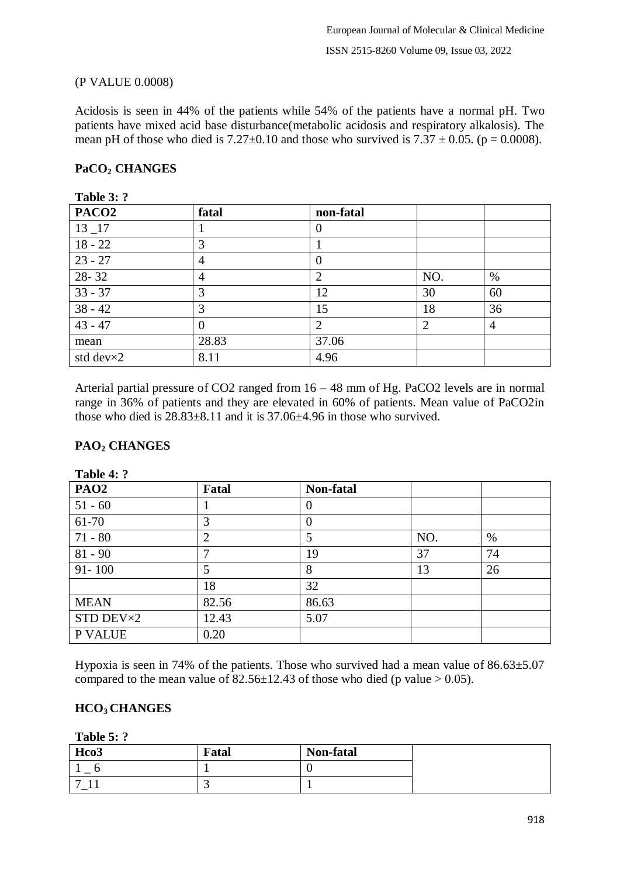(P VALUE 0.0008)

Acidosis is seen in 44% of the patients while 54% of the patients have a normal pH. Two patients have mixed acid base disturbance(metabolic acidosis and respiratory alkalosis). The mean pH of those who died is 7.27±0.10 and those who survived is 7.37 ± 0.05. ($p = 0.0008$).

## $PaCO_2$ CHANGES

**Table 3: ?**

| PACO2 | fatal | non-fatal | | |
|---|---|---|---|---|
| 13 _17 | 1 | 0 | | |
| 18 - 22 | 3 | 1 | | |
| 23 - 27 | 4 | 0 | | |
| 28- 32 | 4 | 2 | NO. | % |
| 33 - 37 | 3 | 12 | 30 | 60 |
| 38 - 42 | 3 | 15 | 18 | 36 |
| 43 - 47 | 0 | 2 | 2 | 4 |
| mean | 28.83 | 37.06 | | |
| std dev×2 | 8.11 | 4.96 | | |

Arterial partial pressure of CO2 ranged from 16 – 48 mm of Hg. PaCO2 levels are in normal range in 36% of patients and they are elevated in 60% of patients. Mean value of PaCO2in those who died is 28.83±8.11 and it is 37.06±4.96 in those who survived.

## $PAO_2$ CHANGES

**Table 4: ?**

| PAO2 | Fatal | Non-fatal | | |
|---|---|---|---|---|
| 51 - 60 | 1 | 0 | | |
| 61-70 | 3 | 0 | | |
| 71 - 80 | 2 | 5 | NO. | % |
| 81 - 90 | 7 | 19 | 37 | 74 |
| 91- 100 | 5 | 8 | 13 | 26 |
| | 18 | 32 | | |
| MEAN | 82.56 | 86.63 | | |
| STD DEV×2 | 12.43 | 5.07 | | |
| P VALUE | 0.20 | | | |

Hypoxia is seen in 74% of the patients. Those who survived had a mean value of 86.63±5.07 compared to the mean value of 82.56±12.43 of those who died (p value > 0.05).

## $HCO_3$ CHANGES

**Table 5: ?**

| Hco3 | Fatal | Non-fatal | |
|---|---|---|---|
| 1 _ 6 | 1 | 0 | |
| 7_11 | 3 | 1 | |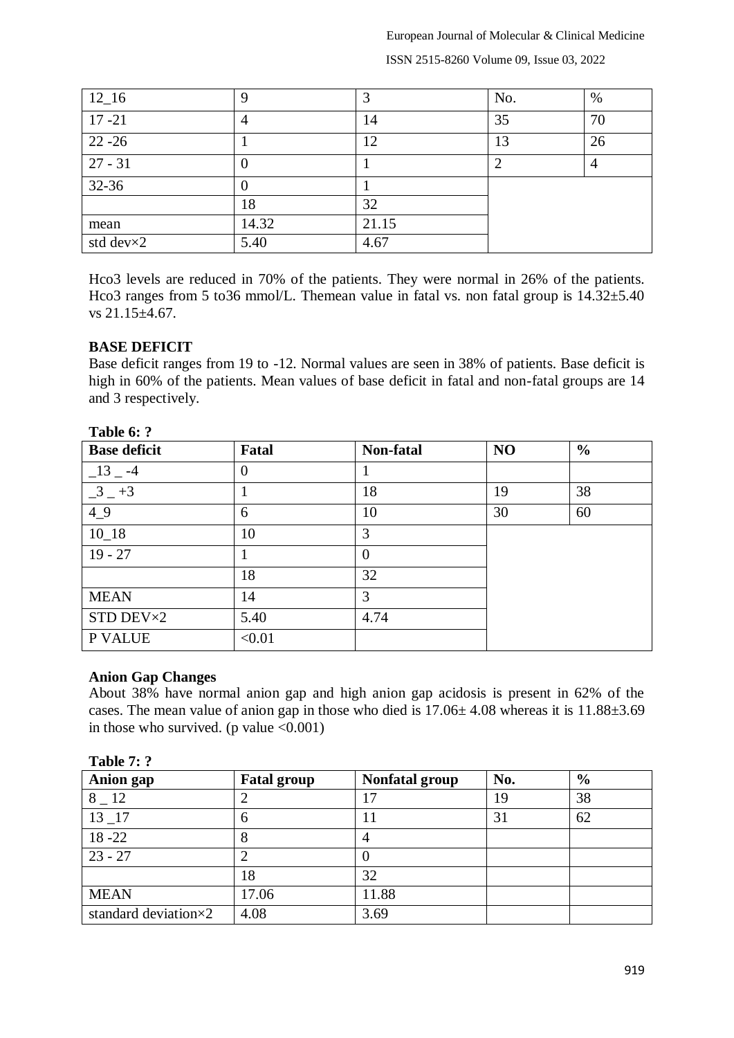| 12_16 | 9 | 3 | No. | % |
|---|---|---|---|---|
| 17 -21 | 4 | 14 | 35 | 70 |
| 22 -26 | 1 | 12 | 13 | 26 |
| 27 - 31 | 0 | 1 | 2 | 4 |
| 32-36 | 0 | 1 | | |
| | 18 | 32 | | |
| mean | 14.32 | 21.15 | | |
| std dev×2 | 5.40 | 4.67 | | |

Hco3 levels are reduced in 70% of the patients. They were normal in 26% of the patients. Hco3 ranges from 5 to36 mmol/L. Themean value in fatal vs. non fatal group is 14.32±5.40 vs 21.15±4.67.

**BASE DEFICIT**

Base deficit ranges from 19 to -12. Normal values are seen in 38% of patients. Base deficit is high in 60% of the patients. Mean values of base deficit in fatal and non-fatal groups are 14 and 3 respectively.

**Table 6: ?**

| Base deficit | Fatal | Non-fatal | NO | % |
|---|---|---|---|---|
| _13 _ -4 | 0 | 1 | | |
| _3 _ +3 | 1 | 18 | 19 | 38 |
| 4_9 | 6 | 10 | 30 | 60 |
| 10_18 | 10 | 3 | | |
| 19 - 27 | 1 | 0 | | |
| | 18 | 32 | | |
| MEAN | 14 | 3 | | |
| STD DEV×2 | 5.40 | 4.74 | | |
| P VALUE | <0.01 | | | |

**Anion Gap Changes**

About 38% have normal anion gap and high anion gap acidosis is present in 62% of the cases. The mean value of anion gap in those who died is 17.06± 4.08 whereas it is 11.88±3.69 in those who survived. (p value <0.001)

**Table 7: ?**

| Anion gap | Fatal group | Nonfatal group | No. | % |
|---|---|---|---|---|
| 8 _ 12 | 2 | 17 | 19 | 38 |
| 13 _17 | 6 | 11 | 31 | 62 |
| 18 -22 | 8 | 4 | | |
| 23 - 27 | 2 | 0 | | |
| | 18 | 32 | | |
| MEAN | 17.06 | 11.88 | | |
| standard deviation×2 | 4.08 | 3.69 | | |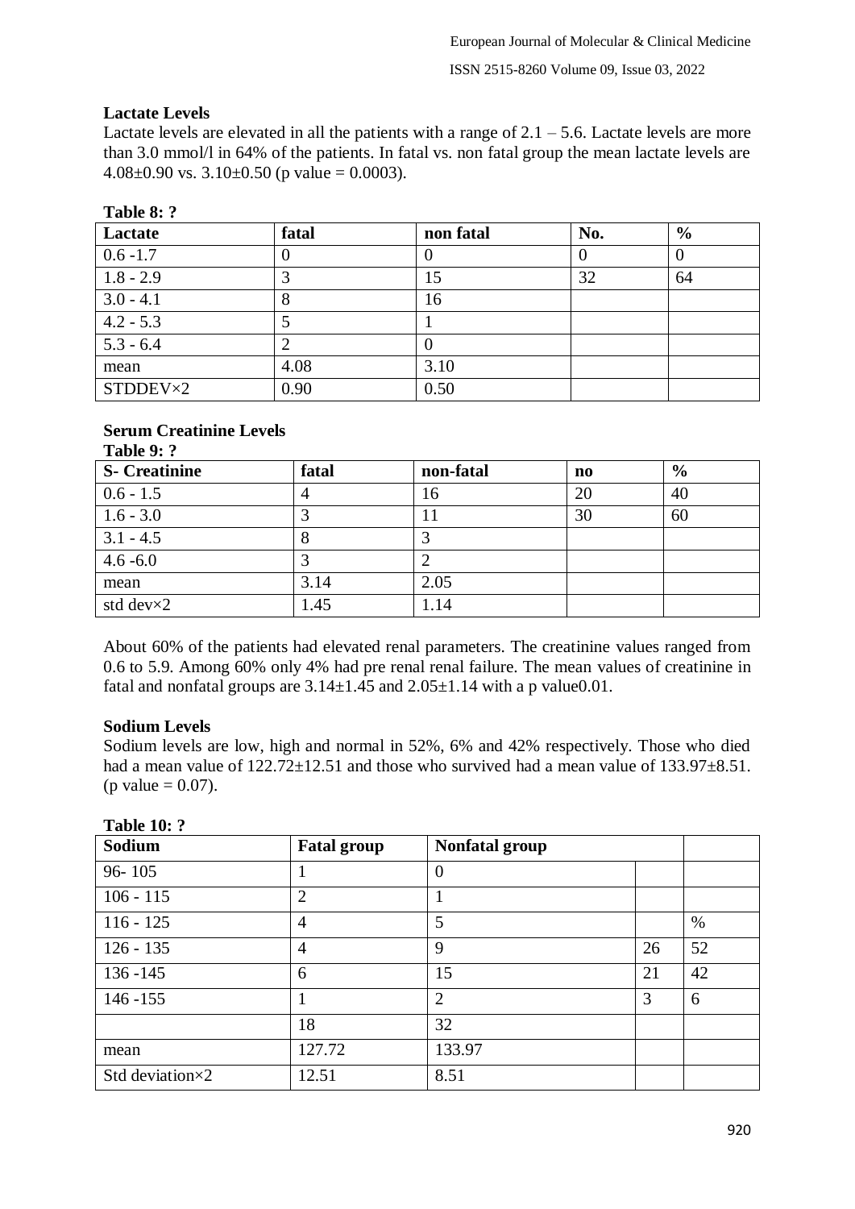**Lactate Levels**

Lactate levels are elevated in all the patients with a range of 2.1 – 5.6. Lactate levels are more than 3.0 mmol/l in 64% of the patients. In fatal vs. non fatal group the mean lactate levels are 4.08±0.90 vs. 3.10±0.50 (p value = 0.0003).

**Table 8: ?**

| Lactate | fatal | non fatal | No. | % |
|---|---|---|---|---|
| 0.6 -1.7 | 0 | 0 | 0 | 0 |
| 1.8 - 2.9 | 3 | 15 | 32 | 64 |
| 3.0 - 4.1 | 8 | 16 | | |
| 4.2 - 5.3 | 5 | 1 | | |
| 5.3 - 6.4 | 2 | 0 | | |
| mean | 4.08 | 3.10 | | |
| STDDEV×2 | 0.90 | 0.50 | | |

**Serum Creatinine Levels**

**Table 9: ?**

| S- Creatinine | fatal | non-fatal | no | % |
|---|---|---|---|---|
| 0.6 - 1.5 | 4 | 16 | 20 | 40 |
| 1.6 - 3.0 | 3 | 11 | 30 | 60 |
| 3.1 - 4.5 | 8 | 3 | | |
| 4.6 -6.0 | 3 | 2 | | |
| mean | 3.14 | 2.05 | | |
| std dev×2 | 1.45 | 1.14 | | |

About 60% of the patients had elevated renal parameters. The creatinine values ranged from 0.6 to 5.9. Among 60% only 4% had pre renal renal failure. The mean values of creatinine in fatal and nonfatal groups are 3.14±1.45 and 2.05±1.14 with a p value0.01.

**Sodium Levels**

Sodium levels are low, high and normal in 52%, 6% and 42% respectively. Those who died had a mean value of 122.72±12.51 and those who survived had a mean value of 133.97±8.51. (p value = 0.07).

**Table 10: ?**

| Sodium | Fatal group | Nonfatal group | | |
|---|---|---|---|---|
| 96- 105 | 1 | 0 | | |
| 106 - 115 | 2 | 1 | | |
| 116 - 125 | 4 | 5 | | % |
| 126 - 135 | 4 | 9 | 26 | 52 |
| 136 -145 | 6 | 15 | 21 | 42 |
| 146 -155 | 1 | 2 | 3 | 6 |
| | 18 | 32 | | |
| mean | 127.72 | 133.97 | | |
| Std deviation×2 | 12.51 | 8.51 | | |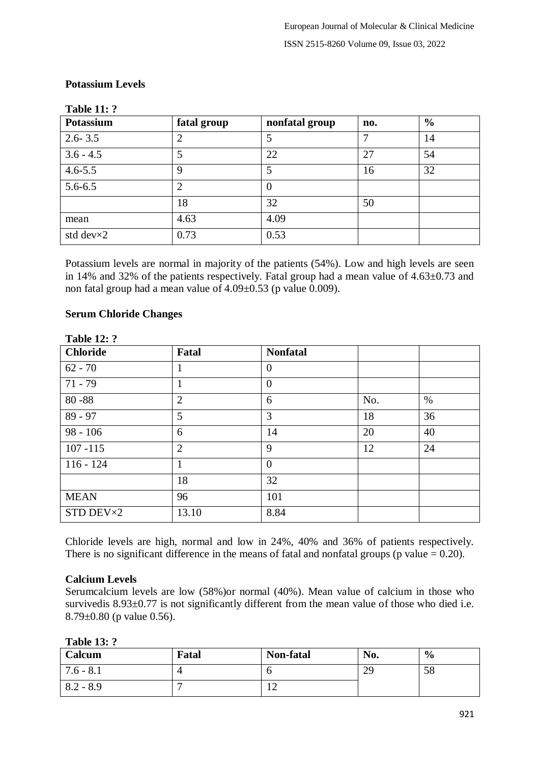**Potassium Levels**

**Table 11: ?**

| Potassium | fatal group | nonfatal group | no. | % |
|---|---|---|---|---|
| 2.6- 3.5 | 2 | 5 | 7 | 14 |
| 3.6 - 4.5 | 5 | 22 | 27 | 54 |
| 4.6-5.5 | 9 | 5 | 16 | 32 |
| 5.6-6.5 | 2 | 0 | | |
| | 18 | 32 | 50 | |
| mean | 4.63 | 4.09 | | |
| std dev×2 | 0.73 | 0.53 | | |

Potassium levels are normal in majority of the patients (54%). Low and high levels are seen in 14% and 32% of the patients respectively. Fatal group had a mean value of 4.63±0.73 and non fatal group had a mean value of 4.09±0.53 (p value 0.009).

**Serum Chloride Changes**

**Table 12: ?**

| Chloride | Fatal | Nonfatal | | |
|---|---|---|---|---|
| 62 - 70 | 1 | 0 | | |
| 71 - 79 | 1 | 0 | | |
| 80 -88 | 2 | 6 | No. | % |
| 89 - 97 | 5 | 3 | 18 | 36 |
| 98 - 106 | 6 | 14 | 20 | 40 |
| 107 -115 | 2 | 9 | 12 | 24 |
| 116 - 124 | 1 | 0 | | |
| | 18 | 32 | | |
| MEAN | 96 | 101 | | |
| STD DEV×2 | 13.10 | 8.84 | | |

Chloride levels are high, normal and low in 24%, 40% and 36% of patients respectively. There is no significant difference in the means of fatal and nonfatal groups (p value = 0.20).

**Calcium Levels**

Serumcalcium levels are low (58%)or normal (40%). Mean value of calcium in those who survivedis 8.93±0.77 is not significantly different from the mean value of those who died i.e. 8.79±0.80 (p value 0.56).

**Table 13: ?**

| Calcum | Fatal | Non-fatal | No. | % |
|---|---|---|---|---|
| 7.6 - 8.1 | 4 | 6 | 29 | 58 |
| 8.2 - 8.9 | 7 | 12 | | |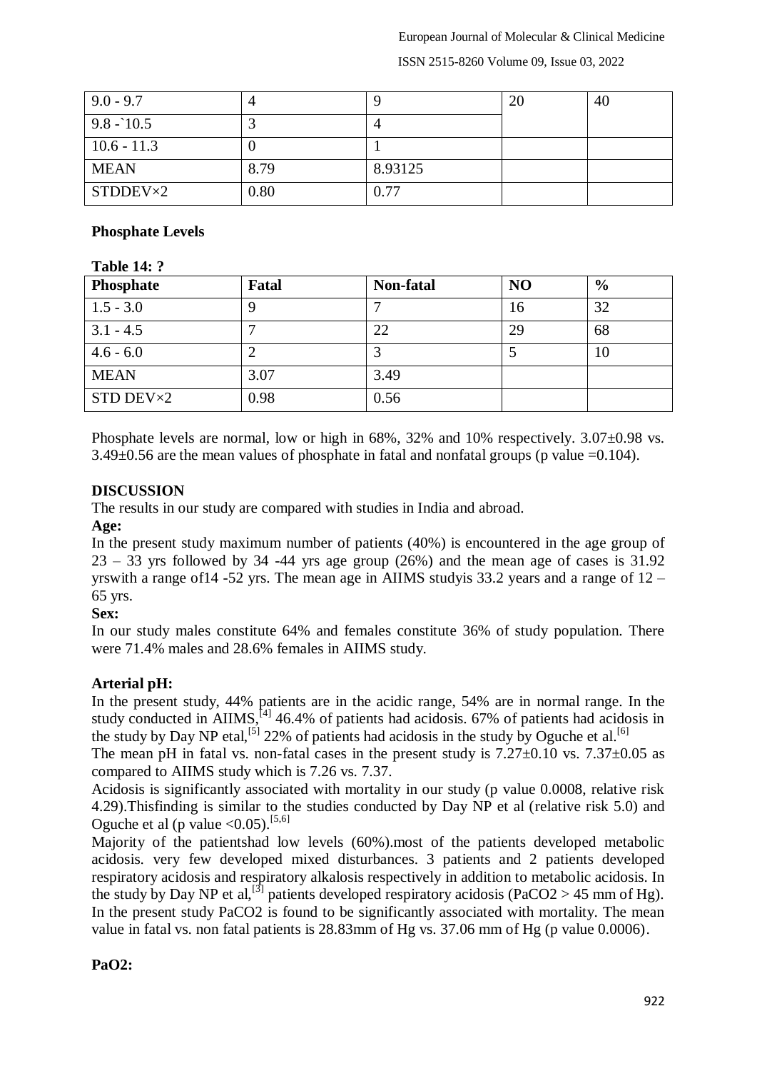| 9.0 - 9.7 | 4 | 9 | 20 | 40 |
|---|---|---|---|---|
| 9.8 -`10.5 | 3 | 4 | | |
| 10.6 - 11.3 | 0 | 1 | | |
| MEAN | 8.79 | 8.93125 | | |
| STDDEV×2 | 0.80 | 0.77 | | |

**Phosphate Levels**

**Table 14: ?**

| Phosphate | Fatal | Non-fatal | NO | % |
|---|---|---|---|---|
| 1.5 - 3.0 | 9 | 7 | 16 | 32 |
| 3.1 - 4.5 | 7 | 22 | 29 | 68 |
| 4.6 - 6.0 | 2 | 3 | 5 | 10 |
| MEAN | 3.07 | 3.49 | | |
| STD DEV×2 | 0.98 | 0.56 | | |

Phosphate levels are normal, low or high in 68%, 32% and 10% respectively. 3.07±0.98 vs. 3.49±0.56 are the mean values of phosphate in fatal and nonfatal groups (p value =0.104).

## DISCUSSION

The results in our study are compared with studies in India and abroad.

**Age:**

In the present study maximum number of patients (40%) is encountered in the age group of 23 – 33 yrs followed by 34 -44 yrs age group (26%) and the mean age of cases is 31.92 yrswith a range of14 -52 yrs. The mean age in AIIMS studyis 33.2 years and a range of 12 – 65 yrs.

**Sex:**

In our study males constitute 64% and females constitute 36% of study population. There were 71.4% males and 28.6% females in AIIMS study.

**Arterial pH:**

In the present study, 44% patients are in the acidic range, 54% are in normal range. In the study conducted in AIIMS,[4] 46.4% of patients had acidosis. 67% of patients had acidosis in the study by Day NP etal,[5] 22% of patients had acidosis in the study by Oguche et al.[6]

The mean pH in fatal vs. non-fatal cases in the present study is 7.27±0.10 vs. 7.37±0.05 as compared to AIIMS study which is 7.26 vs. 7.37.

Acidosis is significantly associated with mortality in our study (p value 0.0008, relative risk 4.29).Thisfinding is similar to the studies conducted by Day NP et al (relative risk 5.0) and Oguche et al (p value <0.05).[5,6]

Majority of the patientshad low levels (60%).most of the patients developed metabolic acidosis. very few developed mixed disturbances. 3 patients and 2 patients developed respiratory acidosis and respiratory alkalosis respectively in addition to metabolic acidosis. In the study by Day NP et al,[3] patients developed respiratory acidosis ($PaCO_2$ > 45 mm of Hg). In the present study $PaCO_2$ is found to be significantly associated with mortality. The mean value in fatal vs. non fatal patients is 28.83mm of Hg vs. 37.06 mm of Hg (p value 0.0006).

**$PaO_2$:**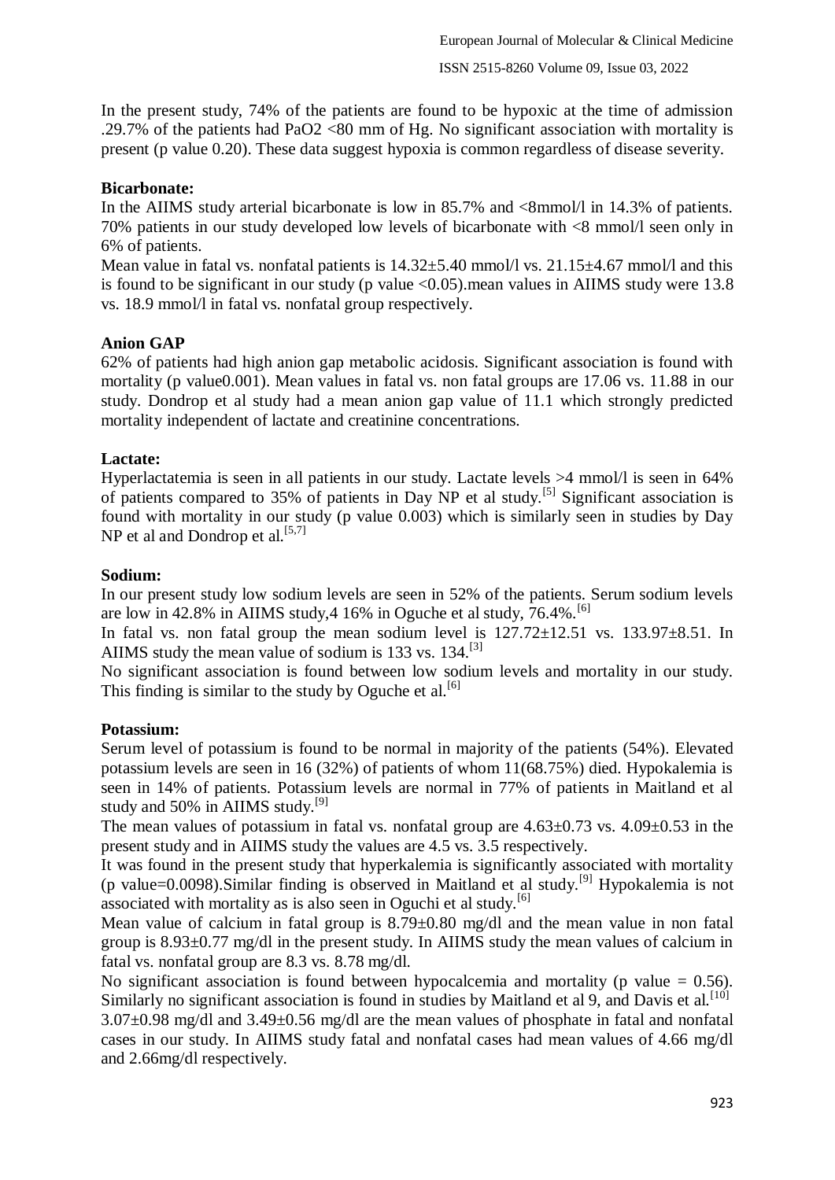In the present study, 74% of the patients are found to be hypoxic at the time of admission .29.7% of the patients had PaO2 <80 mm of Hg. No significant association with mortality is present (p value 0.20). These data suggest hypoxia is common regardless of disease severity.

**Bicarbonate:**

In the AIIMS study arterial bicarbonate is low in 85.7% and <8mmol/l in 14.3% of patients. 70% patients in our study developed low levels of bicarbonate with <8 mmol/l seen only in 6% of patients.

Mean value in fatal vs. nonfatal patients is 14.32±5.40 mmol/l vs. 21.15±4.67 mmol/l and this is found to be significant in our study (p value <0.05).mean values in AIIMS study were 13.8 vs. 18.9 mmol/l in fatal vs. nonfatal group respectively.

**Anion GAP**

62% of patients had high anion gap metabolic acidosis. Significant association is found with mortality (p value0.001). Mean values in fatal vs. non fatal groups are 17.06 vs. 11.88 in our study. Dondrop et al study had a mean anion gap value of 11.1 which strongly predicted mortality independent of lactate and creatinine concentrations.

**Lactate:**

Hyperlactatemia is seen in all patients in our study. Lactate levels >4 mmol/l is seen in 64% of patients compared to 35% of patients in Day NP et al study.[5] Significant association is found with mortality in our study (p value 0.003) which is similarly seen in studies by Day NP et al and Dondrop et al.[5,7]

**Sodium:**

In our present study low sodium levels are seen in 52% of the patients. Serum sodium levels are low in 42.8% in AIIMS study,4 16% in Oguche et al study, 76.4%.[6]

In fatal vs. non fatal group the mean sodium level is 127.72±12.51 vs. 133.97±8.51. In AIIMS study the mean value of sodium is 133 vs. 134.[3]

No significant association is found between low sodium levels and mortality in our study. This finding is similar to the study by Oguche et al.[6]

**Potassium:**

Serum level of potassium is found to be normal in majority of the patients (54%). Elevated potassium levels are seen in 16 (32%) of patients of whom 11(68.75%) died. Hypokalemia is seen in 14% of patients. Potassium levels are normal in 77% of patients in Maitland et al study and 50% in AIIMS study.[9]

The mean values of potassium in fatal vs. nonfatal group are 4.63±0.73 vs. 4.09±0.53 in the present study and in AIIMS study the values are 4.5 vs. 3.5 respectively.

It was found in the present study that hyperkalemia is significantly associated with mortality (p value=0.0098).Similar finding is observed in Maitland et al study.[9] Hypokalemia is not associated with mortality as is also seen in Oguchi et al study.[6]

Mean value of calcium in fatal group is 8.79±0.80 mg/dl and the mean value in non fatal group is 8.93±0.77 mg/dl in the present study. In AIIMS study the mean values of calcium in fatal vs. nonfatal group are 8.3 vs. 8.78 mg/dl.

No significant association is found between hypocalcemia and mortality (p value = 0.56). Similarly no significant association is found in studies by Maitland et al 9, and Davis et al.[10]

3.07±0.98 mg/dl and 3.49±0.56 mg/dl are the mean values of phosphate in fatal and nonfatal cases in our study. In AIIMS study fatal and nonfatal cases had mean values of 4.66 mg/dl and 2.66mg/dl respectively.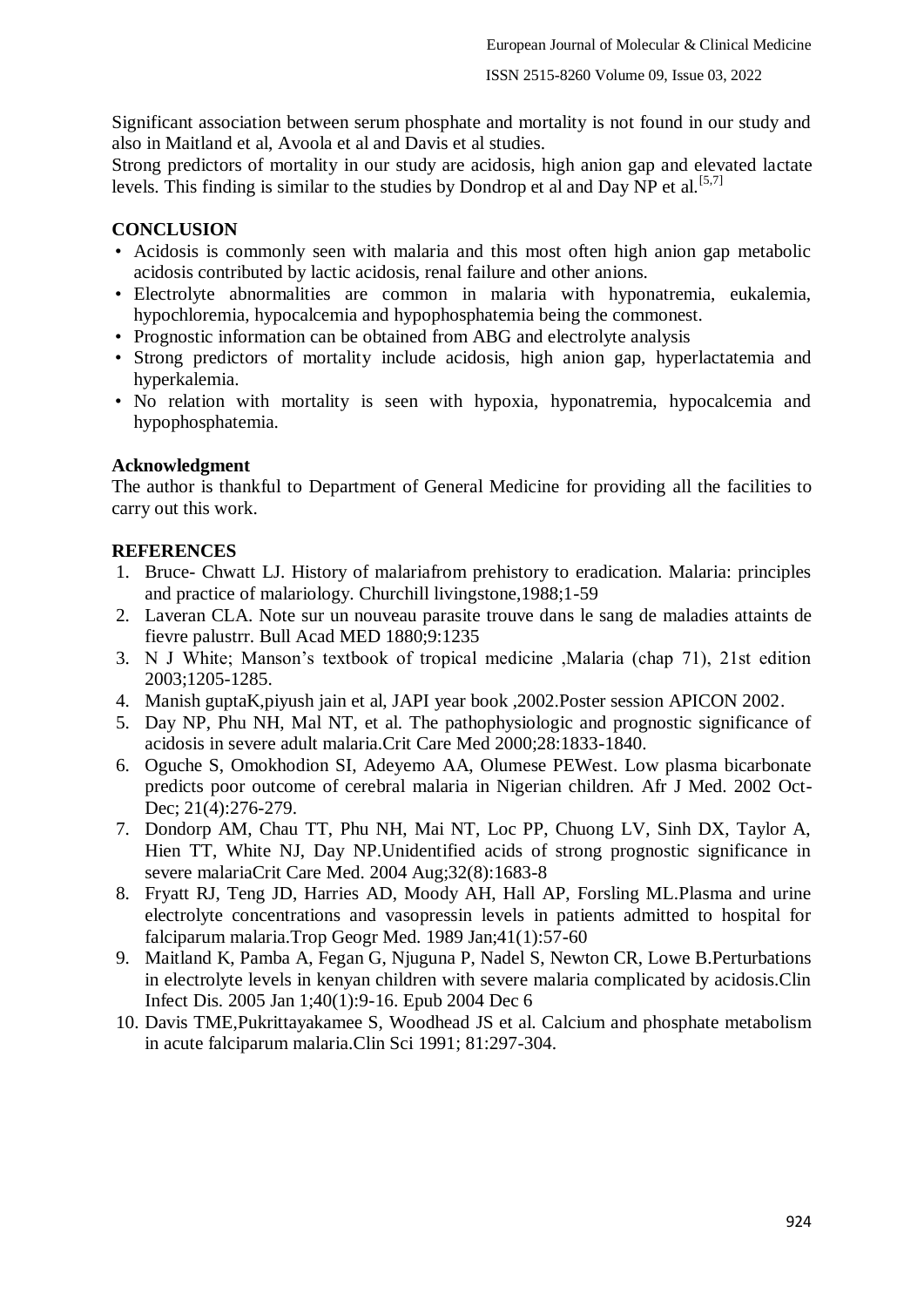Significant association between serum phosphate and mortality is not found in our study and also in Maitland et al, Avoola et al and Davis et al studies.
Strong predictors of mortality in our study are acidosis, high anion gap and elevated lactate levels. This finding is similar to the studies by Dondrop et al and Day NP et al.[5,7]

## CONCLUSION

- Acidosis is commonly seen with malaria and this most often high anion gap metabolic acidosis contributed by lactic acidosis, renal failure and other anions.
- Electrolyte abnormalities are common in malaria with hyponatremia, eukalemia, hypochloremia, hypocalcemia and hypophosphatemia being the commonest.
- Prognostic information can be obtained from ABG and electrolyte analysis
- Strong predictors of mortality include acidosis, high anion gap, hyperlactatemia and hyperkalemia.
- No relation with mortality is seen with hypoxia, hyponatremia, hypocalcemia and hypophosphatemia.

### Acknowledgment

The author is thankful to Department of General Medicine for providing all the facilities to carry out this work.

## REFERENCES

1. Bruce- Chwatt LJ. History of malariafrom prehistory to eradication. Malaria: principles and practice of malariology. Churchill livingstone,1988;1-59
2. Laveran CLA. Note sur un nouveau parasite trouve dans le sang de maladies attaints de fievre palustrr. Bull Acad MED 1880;9:1235
3. N J White; Manson's textbook of tropical medicine ,Malaria (chap 71), 21st edition 2003;1205-1285.
4. Manish guptaK,piyush jain et al, JAPI year book ,2002.Poster session APICON 2002.
5. Day NP, Phu NH, Mal NT, et al. The pathophysiologic and prognostic significance of acidosis in severe adult malaria.Crit Care Med 2000;28:1833-1840.
6. Oguche S, Omokhodion SI, Adeyemo AA, Olumese PEWest. Low plasma bicarbonate predicts poor outcome of cerebral malaria in Nigerian children. Afr J Med. 2002 Oct-Dec; 21(4):276-279.
7. Dondorp AM, Chau TT, Phu NH, Mai NT, Loc PP, Chuong LV, Sinh DX, Taylor A, Hien TT, White NJ, Day NP.Unidentified acids of strong prognostic significance in severe malariaCrit Care Med. 2004 Aug;32(8):1683-8
8. Fryatt RJ, Teng JD, Harries AD, Moody AH, Hall AP, Forsling ML.Plasma and urine electrolyte concentrations and vasopressin levels in patients admitted to hospital for falciparum malaria.Trop Geogr Med. 1989 Jan;41(1):57-60
9. Maitland K, Pamba A, Fegan G, Njuguna P, Nadel S, Newton CR, Lowe B.Perturbations in electrolyte levels in kenyan children with severe malaria complicated by acidosis.Clin Infect Dis. 2005 Jan 1;40(1):9-16. Epub 2004 Dec 6
10. Davis TME,Pukrittayakamee S, Woodhead JS et al. Calcium and phosphate metabolism in acute falciparum malaria.Clin Sci 1991; 81:297-304.